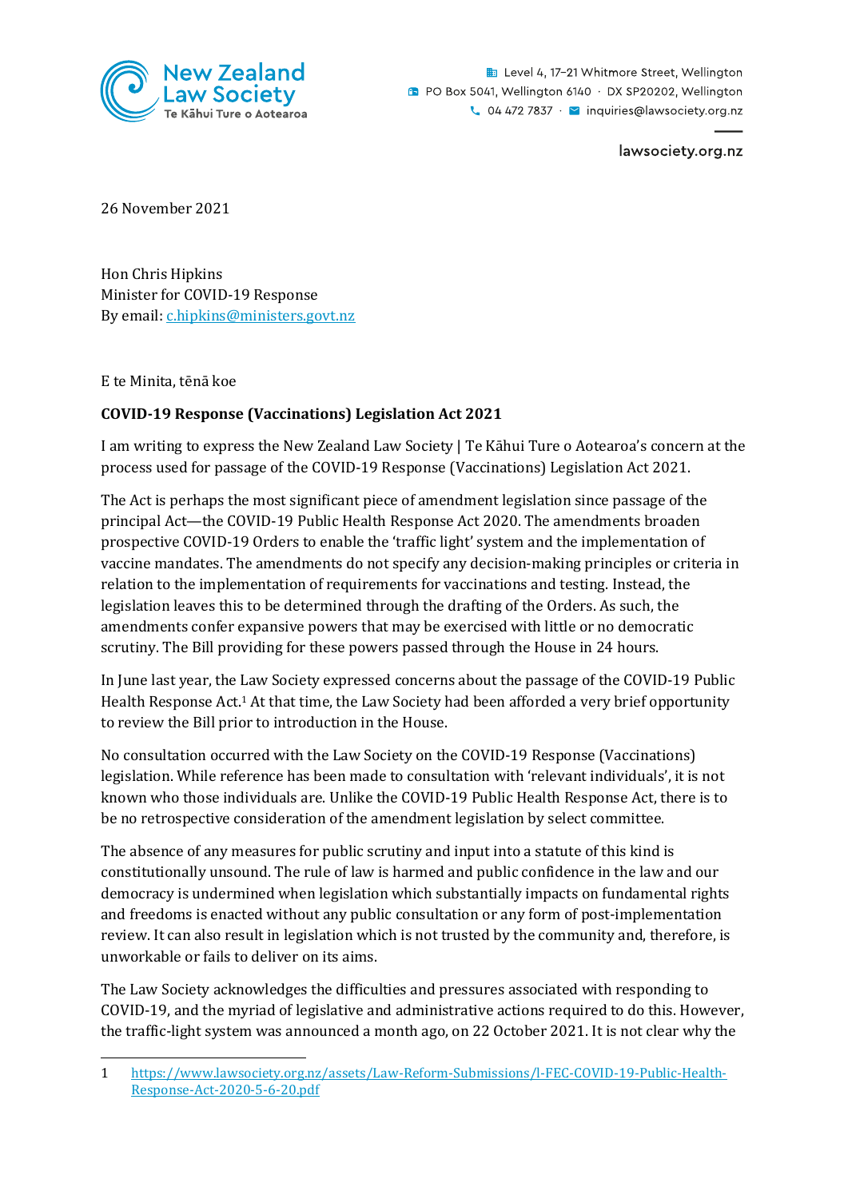New Zealand Law Society
Te Kāhui Ture o Aotearoa

Level 4, 17–21 Whitmore Street, Wellington
PO Box 5041, Wellington 6140 · DX SP20202, Wellington
04 472 7837 · inquiries@lawsociety.org.nz

lawsociety.org.nz

26 November 2021

Hon Chris Hipkins
Minister for COVID-19 Response
By email: c.hipkins@ministers.govt.nz

E te Minita, tēnā koe

**COVID-19 Response (Vaccinations) Legislation Act 2021**

I am writing to express the New Zealand Law Society | Te Kāhui Ture o Aotearoa's concern at the process used for passage of the COVID-19 Response (Vaccinations) Legislation Act 2021.

The Act is perhaps the most significant piece of amendment legislation since passage of the principal Act—the COVID-19 Public Health Response Act 2020. The amendments broaden prospective COVID-19 Orders to enable the 'traffic light' system and the implementation of vaccine mandates. The amendments do not specify any decision-making principles or criteria in relation to the implementation of requirements for vaccinations and testing. Instead, the legislation leaves this to be determined through the drafting of the Orders. As such, the amendments confer expansive powers that may be exercised with little or no democratic scrutiny. The Bill providing for these powers passed through the House in 24 hours.

In June last year, the Law Society expressed concerns about the passage of the COVID-19 Public Health Response Act.[1] At that time, the Law Society had been afforded a very brief opportunity to review the Bill prior to introduction in the House.

No consultation occurred with the Law Society on the COVID-19 Response (Vaccinations) legislation. While reference has been made to consultation with 'relevant individuals', it is not known who those individuals are. Unlike the COVID-19 Public Health Response Act, there is to be no retrospective consideration of the amendment legislation by select committee.

The absence of any measures for public scrutiny and input into a statute of this kind is constitutionally unsound. The rule of law is harmed and public confidence in the law and our democracy is undermined when legislation which substantially impacts on fundamental rights and freedoms is enacted without any public consultation or any form of post-implementation review. It can also result in legislation which is not trusted by the community and, therefore, is unworkable or fails to deliver on its aims.

The Law Society acknowledges the difficulties and pressures associated with responding to COVID-19, and the myriad of legislative and administrative actions required to do this. However, the traffic-light system was announced a month ago, on 22 October 2021. It is not clear why the

---

1 https://www.lawsociety.org.nz/assets/Law-Reform-Submissions/l-FEC-COVID-19-Public-Health-Response-Act-2020-5-6-20.pdf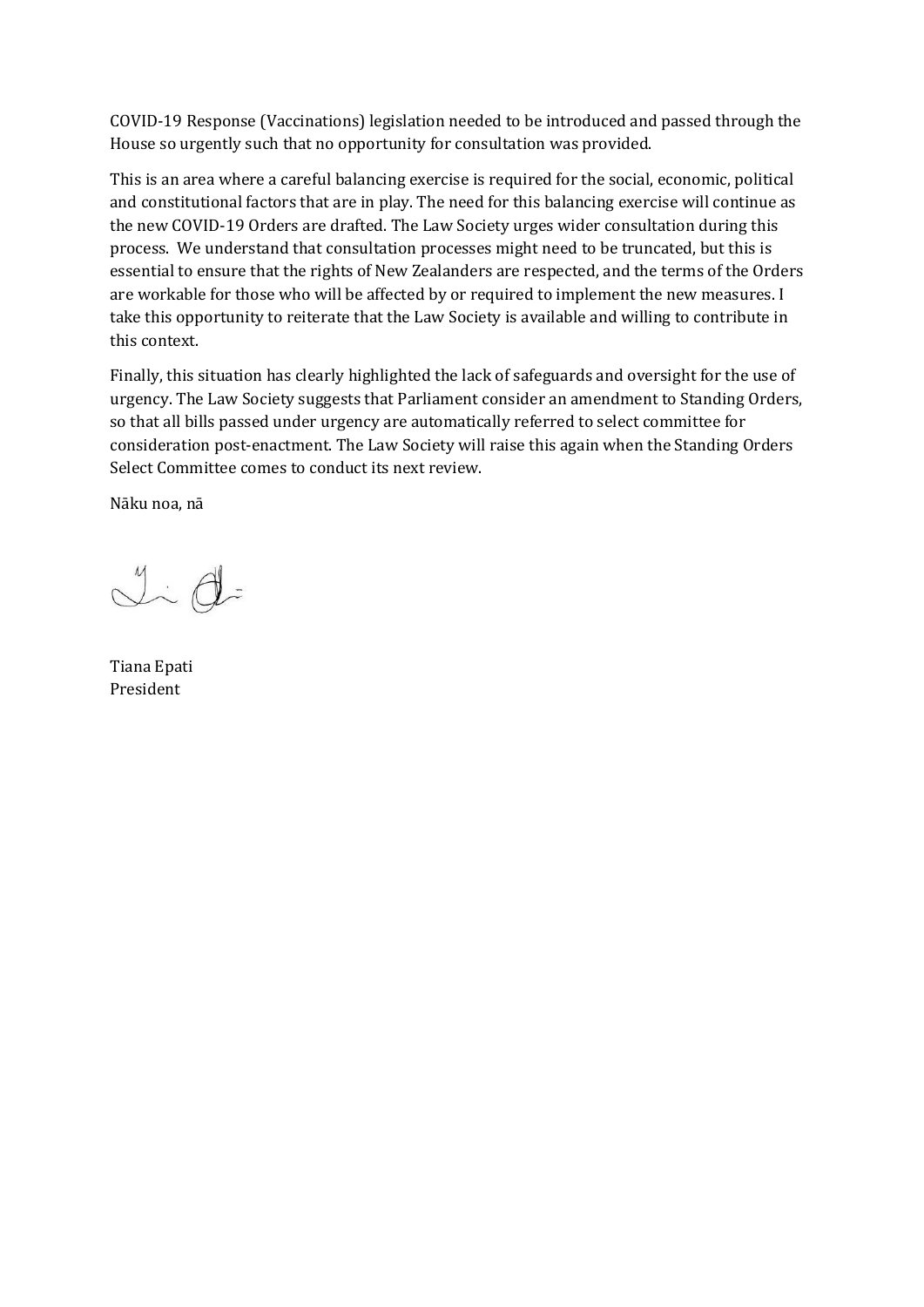COVID-19 Response (Vaccinations) legislation needed to be introduced and passed through the House so urgently such that no opportunity for consultation was provided.

This is an area where a careful balancing exercise is required for the social, economic, political and constitutional factors that are in play. The need for this balancing exercise will continue as the new COVID-19 Orders are drafted. The Law Society urges wider consultation during this process. We understand that consultation processes might need to be truncated, but this is essential to ensure that the rights of New Zealanders are respected, and the terms of the Orders are workable for those who will be affected by or required to implement the new measures. I take this opportunity to reiterate that the Law Society is available and willing to contribute in this context.

Finally, this situation has clearly highlighted the lack of safeguards and oversight for the use of urgency. The Law Society suggests that Parliament consider an amendment to Standing Orders, so that all bills passed under urgency are automatically referred to select committee for consideration post-enactment. The Law Society will raise this again when the Standing Orders Select Committee comes to conduct its next review.

Nāku noa, nā

Tiana Epati
President